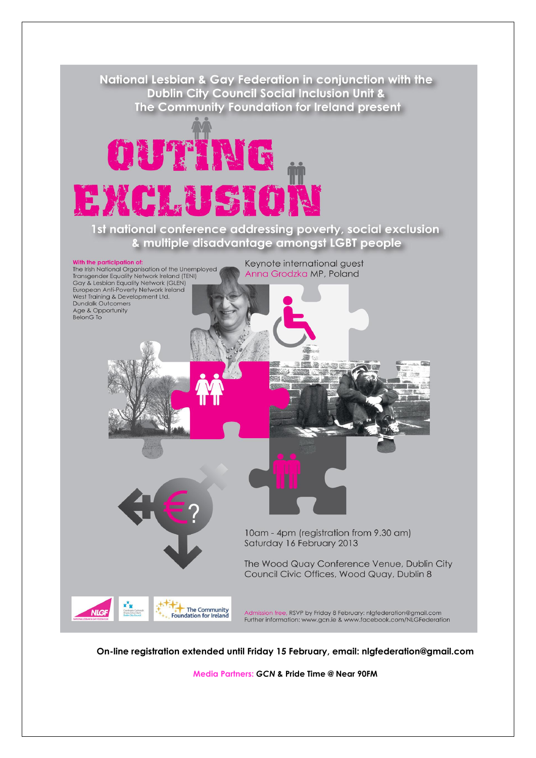National Lesbian & Gay Federation in conjunction with the Dublin City Council Social Inclusion Unit & The Community Foundation for Ireland present

# OUTING EXCLUSION

## 1st national conference addressing poverty, social exclusion & multiple disadvantage amongst LGBT people

**With the participation of:**

- The Irish National Organisation of the Unemployed
- Transgender Equality Network Ireland (TENI)
- Gay & Lesbian Equality Network (GLEN)
- European Anti-Poverty Network Ireland
- West Training & Development Ltd.
- Dundalk Outcomers
- Age & Opportunity
- BelonG To

Keynote international guest
Anna Grodzka MP, Poland

10am - 4pm (registration from 9.30 am)
Saturday 16 February 2013

The Wood Quay Conference Venue, Dublin City Council Civic Offices, Wood Quay, Dublin 8

Admission free, RSVP by Friday 8 February: nlgfederation@gmail.com
Further information: www.gcn.ie & www.facebook.com/NLGFederation

**On-line registration extended until Friday 15 February, email: nlgfederation@gmail.com**

Media Partners: ***GCN*** **& Pride Time @ Near 90FM**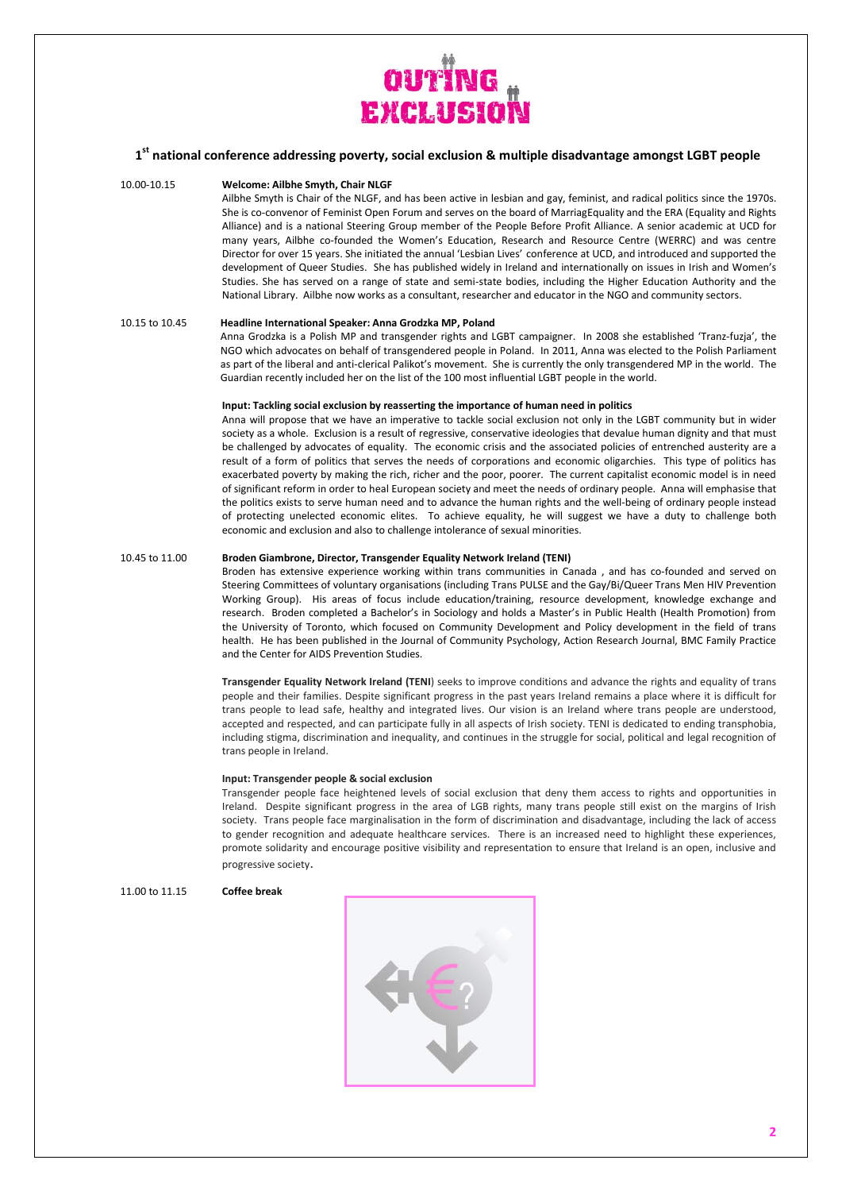# OUTING EXCLUSION

## 1st national conference addressing poverty, social exclusion & multiple disadvantage amongst LGBT people

10.00-10.15 **Welcome: Ailbhe Smyth, Chair NLGF**

Ailbhe Smyth is Chair of the NLGF, and has been active in lesbian and gay, feminist, and radical politics since the 1970s. She is co-convenor of Feminist Open Forum and serves on the board of MarriagEquality and the ERA (Equality and Rights Alliance) and is a national Steering Group member of the People Before Profit Alliance. A senior academic at UCD for many years, Ailbhe co-founded the Women's Education, Research and Resource Centre (WERRC) and was centre Director for over 15 years. She initiated the annual 'Lesbian Lives' conference at UCD, and introduced and supported the development of Queer Studies. She has published widely in Ireland and internationally on issues in Irish and Women's Studies. She has served on a range of state and semi-state bodies, including the Higher Education Authority and the National Library. Ailbhe now works as a consultant, researcher and educator in the NGO and community sectors.

10.15 to 10.45 **Headline International Speaker: Anna Grodzka MP, Poland**

Anna Grodzka is a Polish MP and transgender rights and LGBT campaigner. In 2008 she established 'Tranz-fuzja', the NGO which advocates on behalf of transgendered people in Poland. In 2011, Anna was elected to the Polish Parliament as part of the liberal and anti-clerical Palikot's movement. She is currently the only transgendered MP in the world. The Guardian recently included her on the list of the 100 most influential LGBT people in the world.

**Input: Tackling social exclusion by reasserting the importance of human need in politics**

Anna will propose that we have an imperative to tackle social exclusion not only in the LGBT community but in wider society as a whole. Exclusion is a result of regressive, conservative ideologies that devalue human dignity and that must be challenged by advocates of equality. The economic crisis and the associated policies of entrenched austerity are a result of a form of politics that serves the needs of corporations and economic oligarchies. This type of politics has exacerbated poverty by making the rich, richer and the poor, poorer. The current capitalist economic model is in need of significant reform in order to heal European society and meet the needs of ordinary people. Anna will emphasise that the politics exists to serve human need and to advance the human rights and the well-being of ordinary people instead of protecting unelected economic elites. To achieve equality, he will suggest we have a duty to challenge both economic and exclusion and also to challenge intolerance of sexual minorities.

10.45 to 11.00 **Broden Giambrone, Director, Transgender Equality Network Ireland (TENI)**

Broden has extensive experience working within trans communities in Canada , and has co-founded and served on Steering Committees of voluntary organisations (including Trans PULSE and the Gay/Bi/Queer Trans Men HIV Prevention Working Group). His areas of focus include education/training, resource development, knowledge exchange and research. Broden completed a Bachelor's in Sociology and holds a Master's in Public Health (Health Promotion) from the University of Toronto, which focused on Community Development and Policy development in the field of trans health. He has been published in the Journal of Community Psychology, Action Research Journal, BMC Family Practice and the Center for AIDS Prevention Studies.

**Transgender Equality Network Ireland (TENI**) seeks to improve conditions and advance the rights and equality of trans people and their families. Despite significant progress in the past years Ireland remains a place where it is difficult for trans people to lead safe, healthy and integrated lives. Our vision is an Ireland where trans people are understood, accepted and respected, and can participate fully in all aspects of Irish society. TENI is dedicated to ending transphobia, including stigma, discrimination and inequality, and continues in the struggle for social, political and legal recognition of trans people in Ireland.

**Input: Transgender people & social exclusion**

Transgender people face heightened levels of social exclusion that deny them access to rights and opportunities in Ireland. Despite significant progress in the area of LGB rights, many trans people still exist on the margins of Irish society. Trans people face marginalisation in the form of discrimination and disadvantage, including the lack of access to gender recognition and adequate healthcare services. There is an increased need to highlight these experiences, promote solidarity and encourage positive visibility and representation to ensure that Ireland is an open, inclusive and progressive society.

11.00 to 11.15 **Coffee break**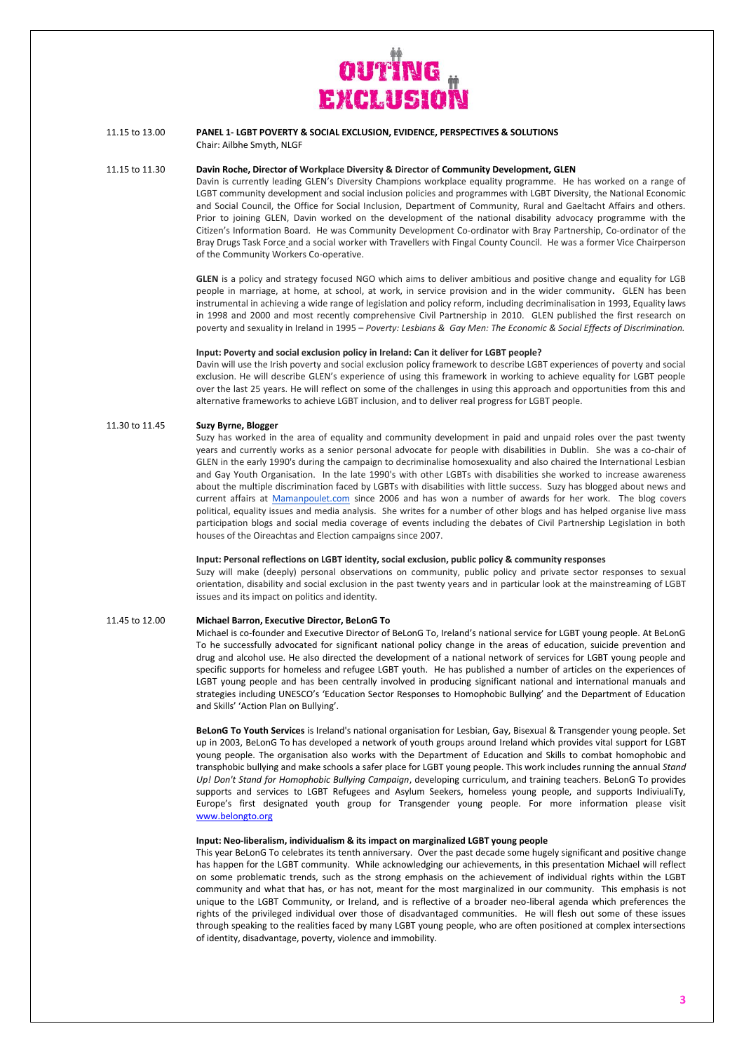# OUTING EXCLUSION

11.15 to 13.00 **PANEL 1- LGBT POVERTY & SOCIAL EXCLUSION, EVIDENCE, PERSPECTIVES & SOLUTIONS**
Chair: Ailbhe Smyth, NLGF

11.15 to 11.30 **Davin Roche, Director of Workplace Diversity & Director of Community Development, GLEN**

Davin is currently leading GLEN's Diversity Champions workplace equality programme. He has worked on a range of LGBT community development and social inclusion policies and programmes with LGBT Diversity, the National Economic and Social Council, the Office for Social Inclusion, Department of Community, Rural and Gaeltacht Affairs and others. Prior to joining GLEN, Davin worked on the development of the national disability advocacy programme with the Citizen's Information Board. He was Community Development Co-ordinator with Bray Partnership, Co-ordinator of the Bray Drugs Task Force and a social worker with Travellers with Fingal County Council. He was a former Vice Chairperson of the Community Workers Co-operative.

**GLEN** is a policy and strategy focused NGO which aims to deliver ambitious and positive change and equality for LGB people in marriage, at home, at school, at work, in service provision and in the wider community. GLEN has been instrumental in achieving a wide range of legislation and policy reform, including decriminalisation in 1993, Equality laws in 1998 and 2000 and most recently comprehensive Civil Partnership in 2010. GLEN published the first research on poverty and sexuality in Ireland in 1995 – *Poverty: Lesbians & Gay Men: The Economic & Social Effects of Discrimination.*

**Input: Poverty and social exclusion policy in Ireland: Can it deliver for LGBT people?**

Davin will use the Irish poverty and social exclusion policy framework to describe LGBT experiences of poverty and social exclusion. He will describe GLEN's experience of using this framework in working to achieve equality for LGBT people over the last 25 years. He will reflect on some of the challenges in using this approach and opportunities from this and alternative frameworks to achieve LGBT inclusion, and to deliver real progress for LGBT people.

11.30 to 11.45 **Suzy Byrne, Blogger**

Suzy has worked in the area of equality and community development in paid and unpaid roles over the past twenty years and currently works as a senior personal advocate for people with disabilities in Dublin. She was a co-chair of GLEN in the early 1990's during the campaign to decriminalise homosexuality and also chaired the International Lesbian and Gay Youth Organisation. In the late 1990's with other LGBTs with disabilities she worked to increase awareness about the multiple discrimination faced by LGBTs with disabilities with little success. Suzy has blogged about news and current affairs at Mamanpoulet.com since 2006 and has won a number of awards for her work. The blog covers political, equality issues and media analysis. She writes for a number of other blogs and has helped organise live mass participation blogs and social media coverage of events including the debates of Civil Partnership Legislation in both houses of the Oireachtas and Election campaigns since 2007.

**Input: Personal reflections on LGBT identity, social exclusion, public policy & community responses**

Suzy will make (deeply) personal observations on community, public policy and private sector responses to sexual orientation, disability and social exclusion in the past twenty years and in particular look at the mainstreaming of LGBT issues and its impact on politics and identity.

11.45 to 12.00 **Michael Barron, Executive Director, BeLonG To**

Michael is co-founder and Executive Director of BeLonG To, Ireland's national service for LGBT young people. At BeLonG To he successfully advocated for significant national policy change in the areas of education, suicide prevention and drug and alcohol use. He also directed the development of a national network of services for LGBT young people and specific supports for homeless and refugee LGBT youth. He has published a number of articles on the experiences of LGBT young people and has been centrally involved in producing significant national and international manuals and strategies including UNESCO's 'Education Sector Responses to Homophobic Bullying' and the Department of Education and Skills' 'Action Plan on Bullying'.

**BeLonG To Youth Services** is Ireland's national organisation for Lesbian, Gay, Bisexual & Transgender young people. Set up in 2003, BeLonG To has developed a network of youth groups around Ireland which provides vital support for LGBT young people. The organisation also works with the Department of Education and Skills to combat homophobic and transphobic bullying and make schools a safer place for LGBT young people. This work includes running the annual *Stand Up! Don't Stand for Homophobic Bullying Campaign*, developing curriculum, and training teachers. BeLonG To provides supports and services to LGBT Refugees and Asylum Seekers, homeless young people, and supports IndivisualiTy, Europe's first designated youth group for Transgender young people. For more information please visit www.belongto.org

**Input: Neo-liberalism, individualism & its impact on marginalized LGBT young people**

This year BeLonG To celebrates its tenth anniversary. Over the past decade some hugely significant and positive change has happen for the LGBT community. While acknowledging our achievements, in this presentation Michael will reflect on some problematic trends, such as the strong emphasis on the achievement of individual rights within the LGBT community and what that has, or has not, meant for the most marginalized in our community. This emphasis is not unique to the LGBT Community, or Ireland, and is reflective of a broader neo-liberal agenda which preferences the rights of the privileged individual over those of disadvantaged communities. He will flesh out some of these issues through speaking to the realities faced by many LGBT young people, who are often positioned at complex intersections of identity, disadvantage, poverty, violence and immobility.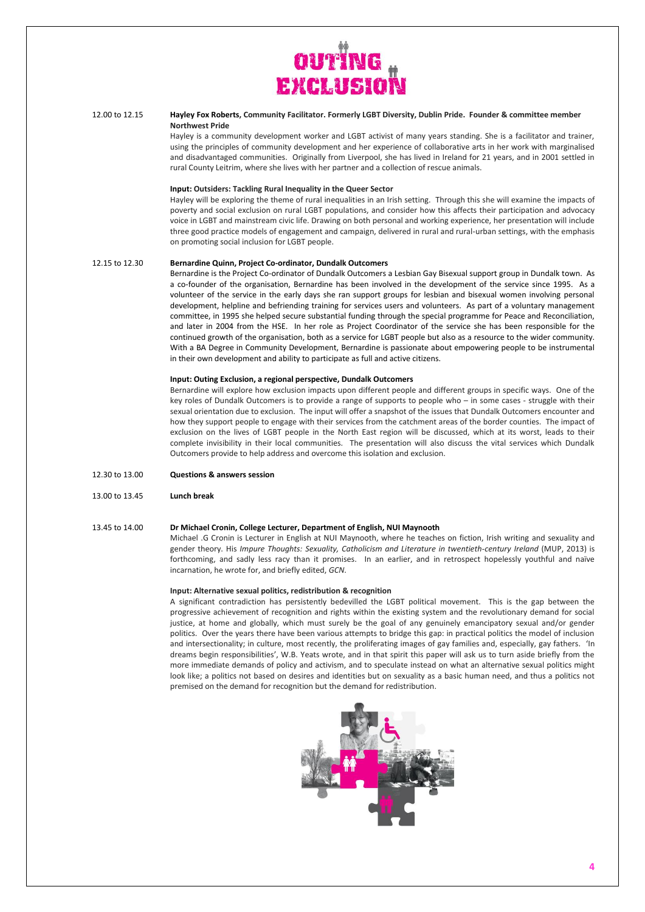# OUTING EXCLUSION

**12.00 to 12.15** **Hayley Fox Roberts, Community Facilitator. Formerly LGBT Diversity, Dublin Pride. Founder & committee member Northwest Pride**

Hayley is a community development worker and LGBT activist of many years standing. She is a facilitator and trainer, using the principles of community development and her experience of collaborative arts in her work with marginalised and disadvantaged communities. Originally from Liverpool, she has lived in Ireland for 21 years, and in 2001 settled in rural County Leitrim, where she lives with her partner and a collection of rescue animals.

**Input: Outsiders: Tackling Rural Inequality in the Queer Sector**

Hayley will be exploring the theme of rural inequalities in an Irish setting. Through this she will examine the impacts of poverty and social exclusion on rural LGBT populations, and consider how this affects their participation and advocacy voice in LGBT and mainstream civic life. Drawing on both personal and working experience, her presentation will include three good practice models of engagement and campaign, delivered in rural and rural-urban settings, with the emphasis on promoting social inclusion for LGBT people.

**12.15 to 12.30** **Bernardine Quinn, Project Co-ordinator, Dundalk Outcomers**

Bernardine is the Project Co-ordinator of Dundalk Outcomers a Lesbian Gay Bisexual support group in Dundalk town. As a co-founder of the organisation, Bernardine has been involved in the development of the service since 1995. As a volunteer of the service in the early days she ran support groups for lesbian and bisexual women involving personal development, helpline and befriending training for services users and volunteers. As part of a voluntary management committee, in 1995 she helped secure substantial funding through the special programme for Peace and Reconciliation, and later in 2004 from the HSE. In her role as Project Coordinator of the service she has been responsible for the continued growth of the organisation, both as a service for LGBT people but also as a resource to the wider community. With a BA Degree in Community Development, Bernardine is passionate about empowering people to be instrumental in their own development and ability to participate as full and active citizens.

**Input: Outing Exclusion, a regional perspective, Dundalk Outcomers**

Bernardine will explore how exclusion impacts upon different people and different groups in specific ways. One of the key roles of Dundalk Outcomers is to provide a range of supports to people who – in some cases - struggle with their sexual orientation due to exclusion. The input will offer a snapshot of the issues that Dundalk Outcomers encounter and how they support people to engage with their services from the catchment areas of the border counties. The impact of exclusion on the lives of LGBT people in the North East region will be discussed, which at its worst, leads to their complete invisibility in their local communities. The presentation will also discuss the vital services which Dundalk Outcomers provide to help address and overcome this isolation and exclusion.

**12.30 to 13.00** **Questions & answers session**

**13.00 to 13.45** **Lunch break**

**13.45 to 14.00** **Dr Michael Cronin, College Lecturer, Department of English, NUI Maynooth**

Michael .G Cronin is Lecturer in English at NUI Maynooth, where he teaches on fiction, Irish writing and sexuality and gender theory. His *Impure Thoughts: Sexuality, Catholicism and Literature in twentieth-century Ireland* (MUP, 2013) is forthcoming, and sadly less racy than it promises. In an earlier, and in retrospect hopelessly youthful and naïve incarnation, he wrote for, and briefly edited, *GCN*.

**Input: Alternative sexual politics, redistribution & recognition**

A significant contradiction has persistently bedevilled the LGBT political movement. This is the gap between the progressive achievement of recognition and rights within the existing system and the revolutionary demand for social justice, at home and globally, which must surely be the goal of any genuinely emancipatory sexual and/or gender politics. Over the years there have been various attempts to bridge this gap: in practical politics the model of inclusion and intersectionality; in culture, most recently, the proliferating images of gay families and, especially, gay fathers. 'In dreams begin responsibilities', W.B. Yeats wrote, and in that spirit this paper will ask us to turn aside briefly from the more immediate demands of policy and activism, and to speculate instead on what an alternative sexual politics might look like; a politics not based on desires and identities but on sexuality as a basic human need, and thus a politics not premised on the demand for recognition but the demand for redistribution.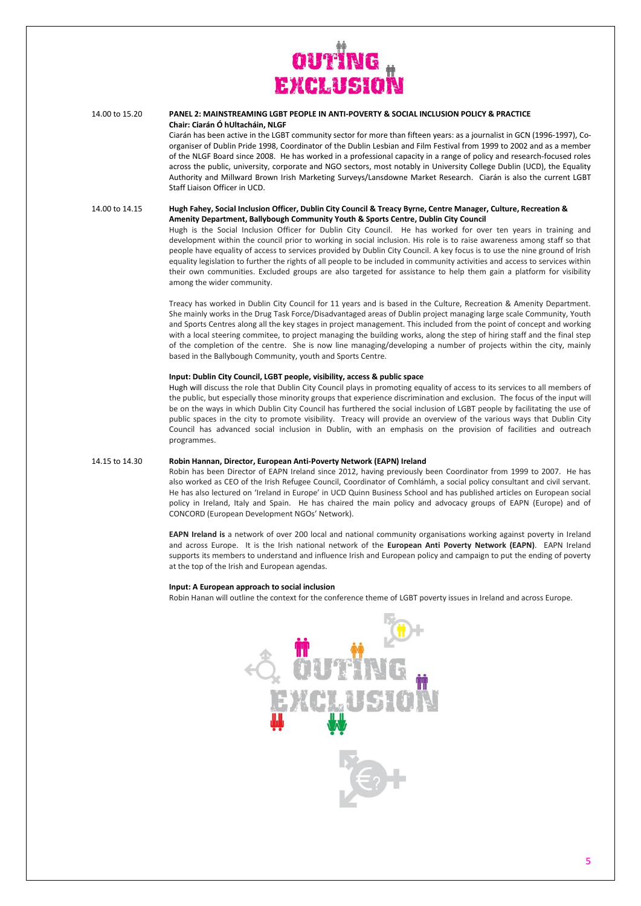14.00 to 15.20 **PANEL 2: MAINSTREAMING LGBT PEOPLE IN ANTI-POVERTY & SOCIAL INCLUSION POLICY & PRACTICE**
**Chair: Ciarán Ó hUltacháin, NLGF**

Ciarán has been active in the LGBT community sector for more than fifteen years: as a journalist in GCN (1996-1997), Co-organiser of Dublin Pride 1998, Coordinator of the Dublin Lesbian and Film Festival from 1999 to 2002 and as a member of the NLGF Board since 2008. He has worked in a professional capacity in a range of policy and research-focused roles across the public, university, corporate and NGO sectors, most notably in University College Dublin (UCD), the Equality Authority and Millward Brown Irish Marketing Surveys/Lansdowne Market Research. Ciarán is also the current LGBT Staff Liaison Officer in UCD.

14.00 to 14.15 **Hugh Fahey, Social Inclusion Officer, Dublin City Council & Treacy Byrne, Centre Manager, Culture, Recreation & Amenity Department, Ballybough Community Youth & Sports Centre, Dublin City Council**

Hugh is the Social Inclusion Officer for Dublin City Council. He has worked for over ten years in training and development within the council prior to working in social inclusion. His role is to raise awareness among staff so that people have equality of access to services provided by Dublin City Council. A key focus is to use the nine ground of Irish equality legislation to further the rights of all people to be included in community activities and access to services within their own communities. Excluded groups are also targeted for assistance to help them gain a platform for visibility among the wider community.

Treacy has worked in Dublin City Council for 11 years and is based in the Culture, Recreation & Amenity Department. She mainly works in the Drug Task Force/Disadvantaged areas of Dublin project managing large scale Community, Youth and Sports Centres along all the key stages in project management. This included from the point of concept and working with a local steering commitee, to project managing the building works, along the step of hiring staff and the final step of the completion of the centre. She is now line managing/developing a number of projects within the city, mainly based in the Ballybough Community, youth and Sports Centre.

**Input: Dublin City Council, LGBT people, visibility, access & public space**

Hugh will discuss the role that Dublin City Council plays in promoting equality of access to its services to all members of the public, but especially those minority groups that experience discrimination and exclusion. The focus of the input will be on the ways in which Dublin City Council has furthered the social inclusion of LGBT people by facilitating the use of public spaces in the city to promote visibility. Treacy will provide an overview of the various ways that Dublin City Council has advanced social inclusion in Dublin, with an emphasis on the provision of facilities and outreach programmes.

14.15 to 14.30 **Robin Hannan, Director, European Anti-Poverty Network (EAPN) Ireland**

Robin has been Director of EAPN Ireland since 2012, having previously been Coordinator from 1999 to 2007. He has also worked as CEO of the Irish Refugee Council, Coordinator of Comhlámh, a social policy consultant and civil servant. He has also lectured on 'Ireland in Europe' in UCD Quinn Business School and has published articles on European social policy in Ireland, Italy and Spain. He has chaired the main policy and advocacy groups of EAPN (Europe) and of CONCORD (European Development NGOs' Network).

**EAPN Ireland is** a network of over 200 local and national community organisations working against poverty in Ireland and across Europe. It is the Irish national network of the **European Anti Poverty Network (EAPN)**. EAPN Ireland supports its members to understand and influence Irish and European policy and campaign to put the ending of poverty at the top of the Irish and European agendas.

**Input: A European approach to social inclusion**

Robin Hanan will outline the context for the conference theme of LGBT poverty issues in Ireland and across Europe.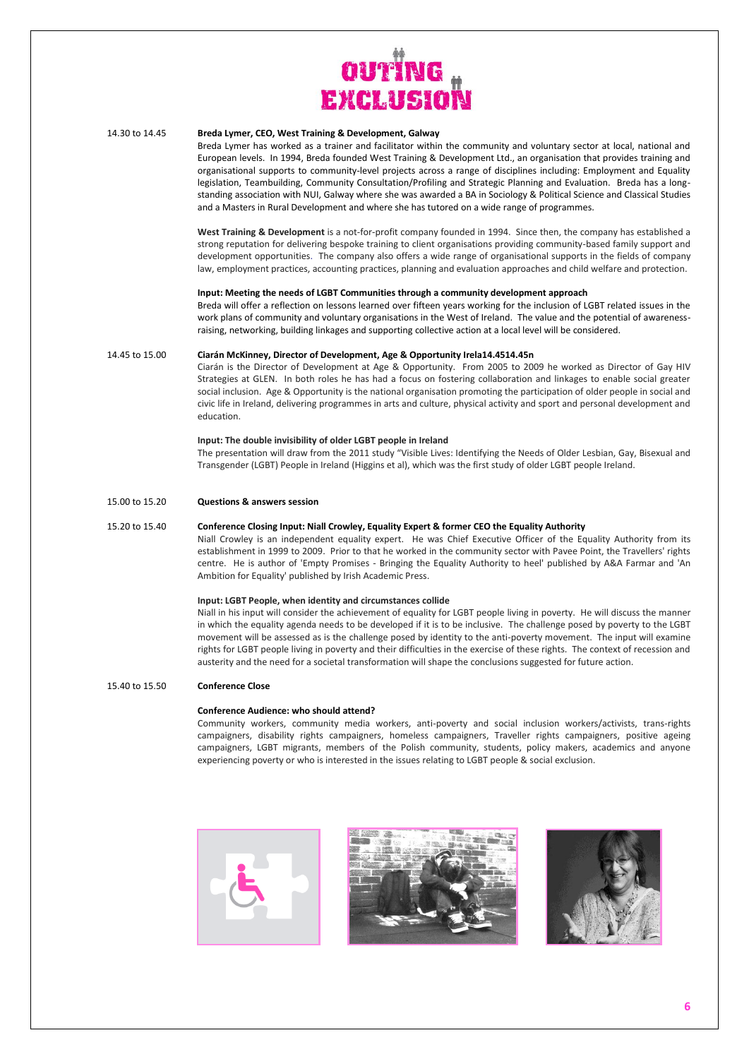# OUTING EXCLUSION

14.30 to 14.45 **Breda Lymer, CEO, West Training & Development, Galway**

Breda Lymer has worked as a trainer and facilitator within the community and voluntary sector at local, national and European levels. In 1994, Breda founded West Training & Development Ltd., an organisation that provides training and organisational supports to community-level projects across a range of disciplines including: Employment and Equality legislation, Teambuilding, Community Consultation/Profiling and Strategic Planning and Evaluation. Breda has a long-standing association with NUI, Galway where she was awarded a BA in Sociology & Political Science and Classical Studies and a Masters in Rural Development and where she has tutored on a wide range of programmes.

**West Training & Development** is a not-for-profit company founded in 1994. Since then, the company has established a strong reputation for delivering bespoke training to client organisations providing community-based family support and development opportunities. The company also offers a wide range of organisational supports in the fields of company law, employment practices, accounting practices, planning and evaluation approaches and child welfare and protection.

**Input: Meeting the needs of LGBT Communities through a community development approach**

Breda will offer a reflection on lessons learned over fifteen years working for the inclusion of LGBT related issues in the work plans of community and voluntary organisations in the West of Ireland. The value and the potential of awareness-raising, networking, building linkages and supporting collective action at a local level will be considered.

14.45 to 15.00 **Ciarán McKinney, Director of Development, Age & Opportunity Irela14.4514.45n**

Ciarán is the Director of Development at Age & Opportunity. From 2005 to 2009 he worked as Director of Gay HIV Strategies at GLEN. In both roles he has had a focus on fostering collaboration and linkages to enable social greater social inclusion. Age & Opportunity is the national organisation promoting the participation of older people in social and civic life in Ireland, delivering programmes in arts and culture, physical activity and sport and personal development and education.

**Input: The double invisibility of older LGBT people in Ireland**

The presentation will draw from the 2011 study "Visible Lives: Identifying the Needs of Older Lesbian, Gay, Bisexual and Transgender (LGBT) People in Ireland (Higgins et al), which was the first study of older LGBT people Ireland.

15.00 to 15.20 **Questions & answers session**

15.20 to 15.40 **Conference Closing Input: Niall Crowley, Equality Expert & former CEO the Equality Authority**

Niall Crowley is an independent equality expert. He was Chief Executive Officer of the Equality Authority from its establishment in 1999 to 2009. Prior to that he worked in the community sector with Pavee Point, the Travellers' rights centre. He is author of 'Empty Promises - Bringing the Equality Authority to heel' published by A&A Farmar and 'An Ambition for Equality' published by Irish Academic Press.

**Input: LGBT People, when identity and circumstances collide**

Niall in his input will consider the achievement of equality for LGBT people living in poverty. He will discuss the manner in which the equality agenda needs to be developed if it is to be inclusive. The challenge posed by poverty to the LGBT movement will be assessed as is the challenge posed by identity to the anti-poverty movement. The input will examine rights for LGBT people living in poverty and their difficulties in the exercise of these rights. The context of recession and austerity and the need for a societal transformation will shape the conclusions suggested for future action.

15.40 to 15.50 **Conference Close**

**Conference Audience: who should attend?**

Community workers, community media workers, anti-poverty and social inclusion workers/activists, trans-rights campaigners, disability rights campaigners, homeless campaigners, Traveller rights campaigners, positive ageing campaigners, LGBT migrants, members of the Polish community, students, policy makers, academics and anyone experiencing poverty or who is interested in the issues relating to LGBT people & social exclusion.